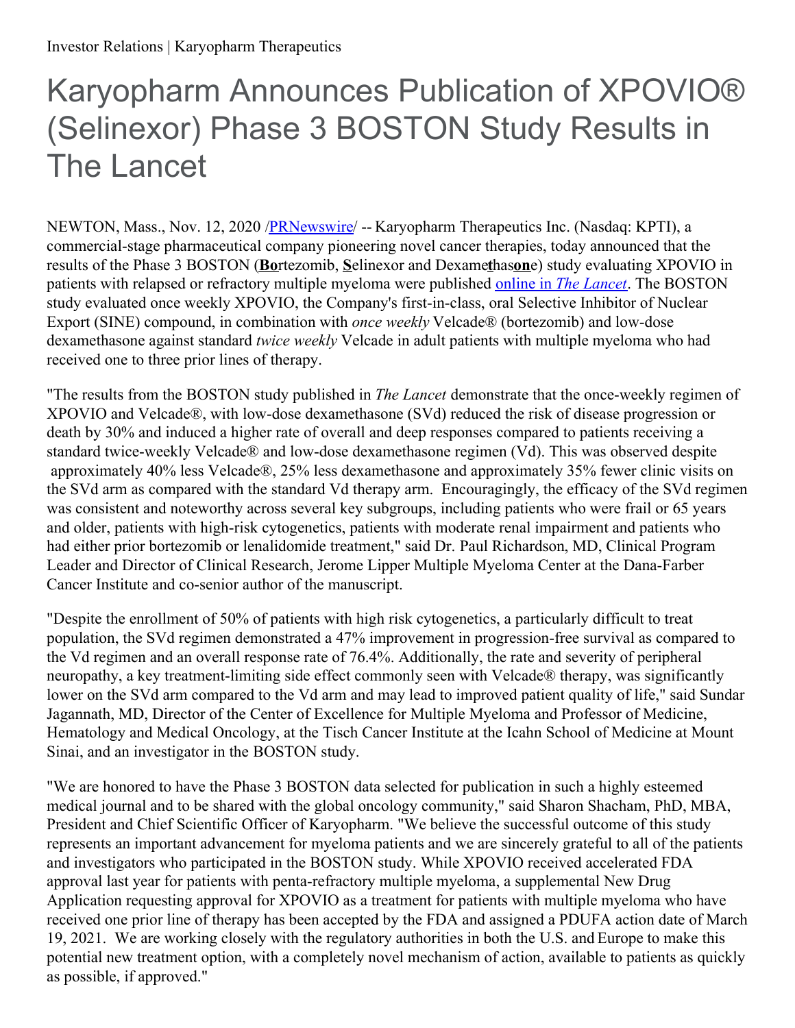Investor Relations | Karyopharm Therapeutics

# Karyopharm Announces Publication of XPOVIO® (Selinexor) Phase 3 BOSTON Study Results in The Lancet

NEWTON, Mass., Nov. 12, 2020 /PRNewswire/ -- Karyopharm Therapeutics Inc. (Nasdaq: KPTI), a commercial-stage pharmaceutical company pioneering novel cancer therapies, today announced that the results of the Phase 3 BOSTON (**Bo**rtezomib, **S**elinexor and Dexame**t**has**on**e) study evaluating XPOVIO in patients with relapsed or refractory multiple myeloma were published online in *The Lancet*. The BOSTON study evaluated once weekly XPOVIO, the Company's first-in-class, oral Selective Inhibitor of Nuclear Export (SINE) compound, in combination with *once weekly* Velcade® (bortezomib) and low-dose dexamethasone against standard *twice weekly* Velcade in adult patients with multiple myeloma who had received one to three prior lines of therapy.

"The results from the BOSTON study published in *The Lancet* demonstrate that the once-weekly regimen of XPOVIO and Velcade®, with low-dose dexamethasone (SVd) reduced the risk of disease progression or death by 30% and induced a higher rate of overall and deep responses compared to patients receiving a standard twice-weekly Velcade® and low-dose dexamethasone regimen (Vd). This was observed despite approximately 40% less Velcade®, 25% less dexamethasone and approximately 35% fewer clinic visits on the SVd arm as compared with the standard Vd therapy arm. Encouragingly, the efficacy of the SVd regimen was consistent and noteworthy across several key subgroups, including patients who were frail or 65 years and older, patients with high-risk cytogenetics, patients with moderate renal impairment and patients who had either prior bortezomib or lenalidomide treatment," said Dr. Paul Richardson, MD, Clinical Program Leader and Director of Clinical Research, Jerome Lipper Multiple Myeloma Center at the Dana-Farber Cancer Institute and co-senior author of the manuscript.

"Despite the enrollment of 50% of patients with high risk cytogenetics, a particularly difficult to treat population, the SVd regimen demonstrated a 47% improvement in progression-free survival as compared to the Vd regimen and an overall response rate of 76.4%. Additionally, the rate and severity of peripheral neuropathy, a key treatment-limiting side effect commonly seen with Velcade® therapy, was significantly lower on the SVd arm compared to the Vd arm and may lead to improved patient quality of life," said Sundar Jagannath, MD, Director of the Center of Excellence for Multiple Myeloma and Professor of Medicine, Hematology and Medical Oncology, at the Tisch Cancer Institute at the Icahn School of Medicine at Mount Sinai, and an investigator in the BOSTON study.

"We are honored to have the Phase 3 BOSTON data selected for publication in such a highly esteemed medical journal and to be shared with the global oncology community," said Sharon Shacham, PhD, MBA, President and Chief Scientific Officer of Karyopharm. "We believe the successful outcome of this study represents an important advancement for myeloma patients and we are sincerely grateful to all of the patients and investigators who participated in the BOSTON study. While XPOVIO received accelerated FDA approval last year for patients with penta-refractory multiple myeloma, a supplemental New Drug Application requesting approval for XPOVIO as a treatment for patients with multiple myeloma who have received one prior line of therapy has been accepted by the FDA and assigned a PDUFA action date of March 19, 2021. We are working closely with the regulatory authorities in both the U.S. and Europe to make this potential new treatment option, with a completely novel mechanism of action, available to patients as quickly as possible, if approved."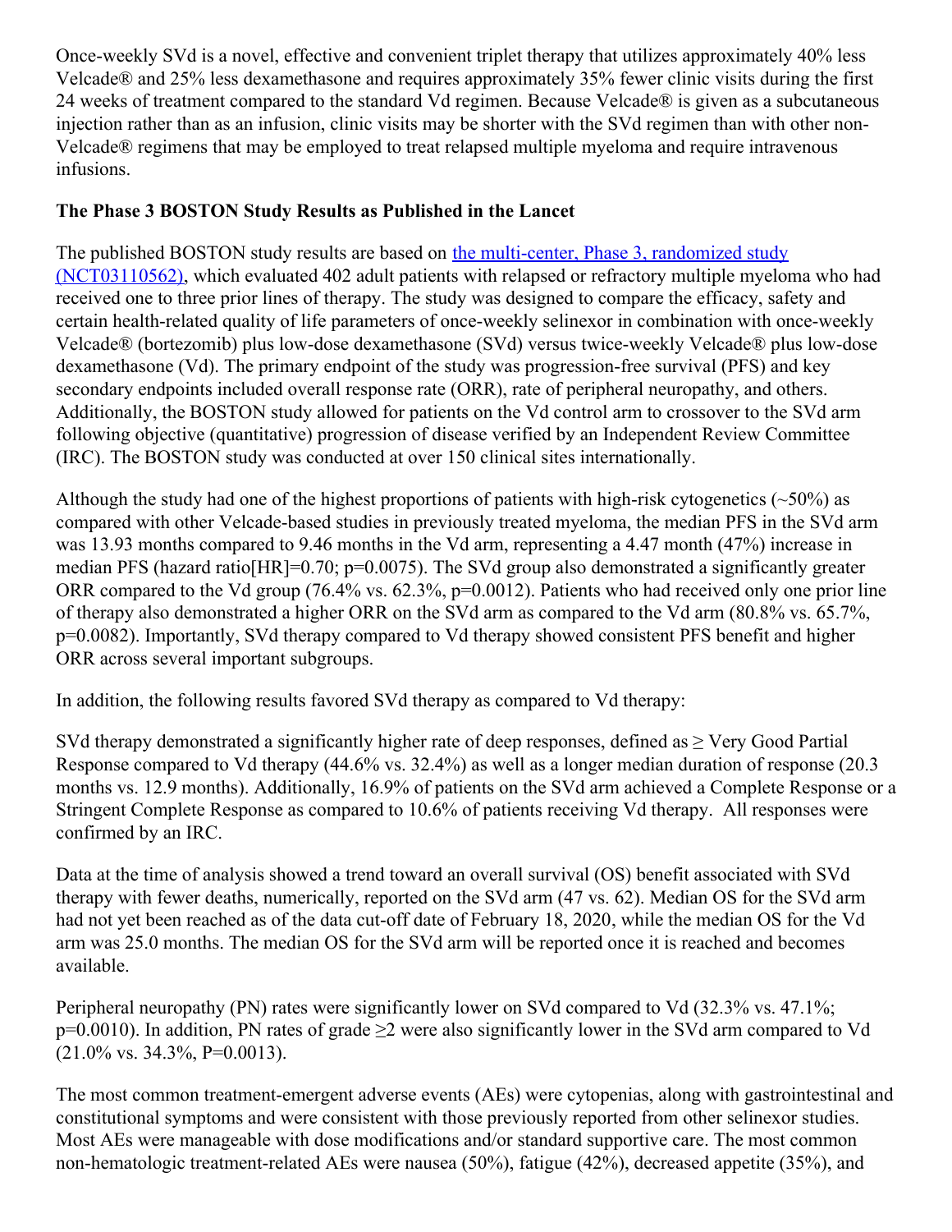Once-weekly SVd is a novel, effective and convenient triplet therapy that utilizes approximately 40% less Velcade® and 25% less dexamethasone and requires approximately 35% fewer clinic visits during the first 24 weeks of treatment compared to the standard Vd regimen. Because Velcade® is given as a subcutaneous injection rather than as an infusion, clinic visits may be shorter with the SVd regimen than with other non-Velcade® regimens that may be employed to treat relapsed multiple myeloma and require intravenous infusions.

**The Phase 3 BOSTON Study Results as Published in the Lancet**

The published BOSTON study results are based on [the multi-center, Phase 3, randomized study (NCT03110562)](), which evaluated 402 adult patients with relapsed or refractory multiple myeloma who had received one to three prior lines of therapy. The study was designed to compare the efficacy, safety and certain health-related quality of life parameters of once-weekly selinexor in combination with once-weekly Velcade® (bortezomib) plus low-dose dexamethasone (SVd) versus twice-weekly Velcade® plus low-dose dexamethasone (Vd). The primary endpoint of the study was progression-free survival (PFS) and key secondary endpoints included overall response rate (ORR), rate of peripheral neuropathy, and others. Additionally, the BOSTON study allowed for patients on the Vd control arm to crossover to the SVd arm following objective (quantitative) progression of disease verified by an Independent Review Committee (IRC). The BOSTON study was conducted at over 150 clinical sites internationally.

Although the study had one of the highest proportions of patients with high-risk cytogenetics (~50%) as compared with other Velcade-based studies in previously treated myeloma, the median PFS in the SVd arm was 13.93 months compared to 9.46 months in the Vd arm, representing a 4.47 month (47%) increase in median PFS (hazard ratio[HR]=0.70; p=0.0075). The SVd group also demonstrated a significantly greater ORR compared to the Vd group (76.4% vs. 62.3%, p=0.0012). Patients who had received only one prior line of therapy also demonstrated a higher ORR on the SVd arm as compared to the Vd arm (80.8% vs. 65.7%, p=0.0082). Importantly, SVd therapy compared to Vd therapy showed consistent PFS benefit and higher ORR across several important subgroups.

In addition, the following results favored SVd therapy as compared to Vd therapy:

SVd therapy demonstrated a significantly higher rate of deep responses, defined as ≥ Very Good Partial Response compared to Vd therapy (44.6% vs. 32.4%) as well as a longer median duration of response (20.3 months vs. 12.9 months). Additionally, 16.9% of patients on the SVd arm achieved a Complete Response or a Stringent Complete Response as compared to 10.6% of patients receiving Vd therapy. All responses were confirmed by an IRC.

Data at the time of analysis showed a trend toward an overall survival (OS) benefit associated with SVd therapy with fewer deaths, numerically, reported on the SVd arm (47 vs. 62). Median OS for the SVd arm had not yet been reached as of the data cut-off date of February 18, 2020, while the median OS for the Vd arm was 25.0 months. The median OS for the SVd arm will be reported once it is reached and becomes available.

Peripheral neuropathy (PN) rates were significantly lower on SVd compared to Vd (32.3% vs. 47.1%; p=0.0010). In addition, PN rates of grade ≥2 were also significantly lower in the SVd arm compared to Vd (21.0% vs. 34.3%, P=0.0013).

The most common treatment-emergent adverse events (AEs) were cytopenias, along with gastrointestinal and constitutional symptoms and were consistent with those previously reported from other selinexor studies. Most AEs were manageable with dose modifications and/or standard supportive care. The most common non-hematologic treatment-related AEs were nausea (50%), fatigue (42%), decreased appetite (35%), and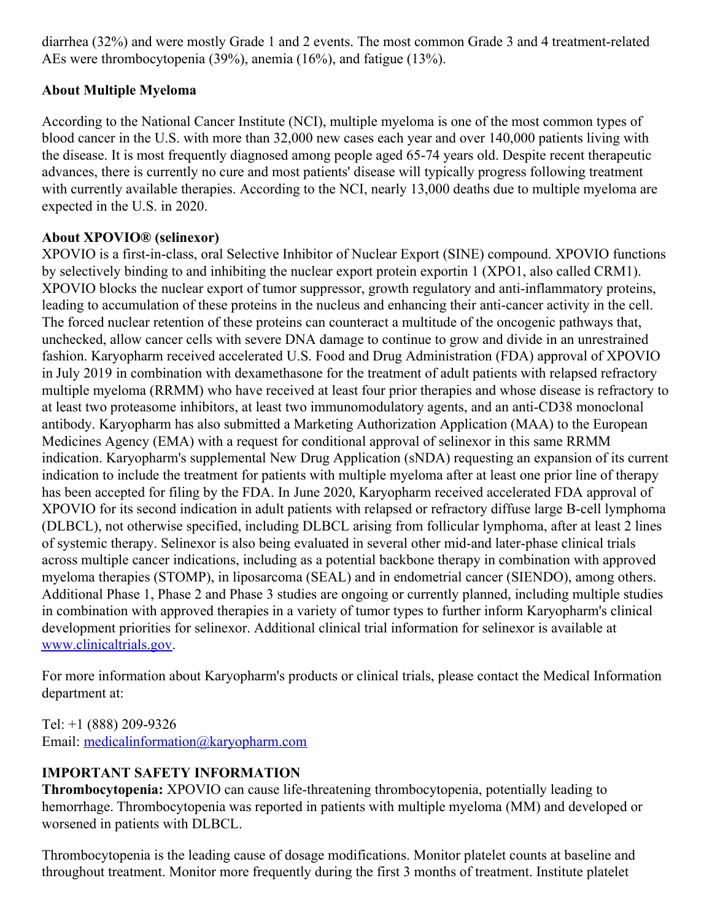diarrhea (32%) and were mostly Grade 1 and 2 events. The most common Grade 3 and 4 treatment-related AEs were thrombocytopenia (39%), anemia (16%), and fatigue (13%).

**About Multiple Myeloma**

According to the National Cancer Institute (NCI), multiple myeloma is one of the most common types of blood cancer in the U.S. with more than 32,000 new cases each year and over 140,000 patients living with the disease. It is most frequently diagnosed among people aged 65-74 years old. Despite recent therapeutic advances, there is currently no cure and most patients' disease will typically progress following treatment with currently available therapies. According to the NCI, nearly 13,000 deaths due to multiple myeloma are expected in the U.S. in 2020.

**About XPOVIO® (selinexor)**

XPOVIO is a first-in-class, oral Selective Inhibitor of Nuclear Export (SINE) compound. XPOVIO functions by selectively binding to and inhibiting the nuclear export protein exportin 1 (XPO1, also called CRM1). XPOVIO blocks the nuclear export of tumor suppressor, growth regulatory and anti-inflammatory proteins, leading to accumulation of these proteins in the nucleus and enhancing their anti-cancer activity in the cell. The forced nuclear retention of these proteins can counteract a multitude of the oncogenic pathways that, unchecked, allow cancer cells with severe DNA damage to continue to grow and divide in an unrestrained fashion. Karyopharm received accelerated U.S. Food and Drug Administration (FDA) approval of XPOVIO in July 2019 in combination with dexamethasone for the treatment of adult patients with relapsed refractory multiple myeloma (RRMM) who have received at least four prior therapies and whose disease is refractory to at least two proteasome inhibitors, at least two immunomodulatory agents, and an anti-CD38 monoclonal antibody. Karyopharm has also submitted a Marketing Authorization Application (MAA) to the European Medicines Agency (EMA) with a request for conditional approval of selinexor in this same RRMM indication. Karyopharm's supplemental New Drug Application (sNDA) requesting an expansion of its current indication to include the treatment for patients with multiple myeloma after at least one prior line of therapy has been accepted for filing by the FDA. In June 2020, Karyopharm received accelerated FDA approval of XPOVIO for its second indication in adult patients with relapsed or refractory diffuse large B-cell lymphoma (DLBCL), not otherwise specified, including DLBCL arising from follicular lymphoma, after at least 2 lines of systemic therapy. Selinexor is also being evaluated in several other mid-and later-phase clinical trials across multiple cancer indications, including as a potential backbone therapy in combination with approved myeloma therapies (STOMP), in liposarcoma (SEAL) and in endometrial cancer (SIENDO), among others. Additional Phase 1, Phase 2 and Phase 3 studies are ongoing or currently planned, including multiple studies in combination with approved therapies in a variety of tumor types to further inform Karyopharm's clinical development priorities for selinexor. Additional clinical trial information for selinexor is available at [www.clinicaltrials.gov](www.clinicaltrials.gov).

For more information about Karyopharm's products or clinical trials, please contact the Medical Information department at:

Tel: +1 (888) 209-9326
Email: [medicalinformation@karyopharm.com](mailto:medicalinformation@karyopharm.com)

**IMPORTANT SAFETY INFORMATION**

**Thrombocytopenia:** XPOVIO can cause life-threatening thrombocytopenia, potentially leading to hemorrhage. Thrombocytopenia was reported in patients with multiple myeloma (MM) and developed or worsened in patients with DLBCL.

Thrombocytopenia is the leading cause of dosage modifications. Monitor platelet counts at baseline and throughout treatment. Monitor more frequently during the first 3 months of treatment. Institute platelet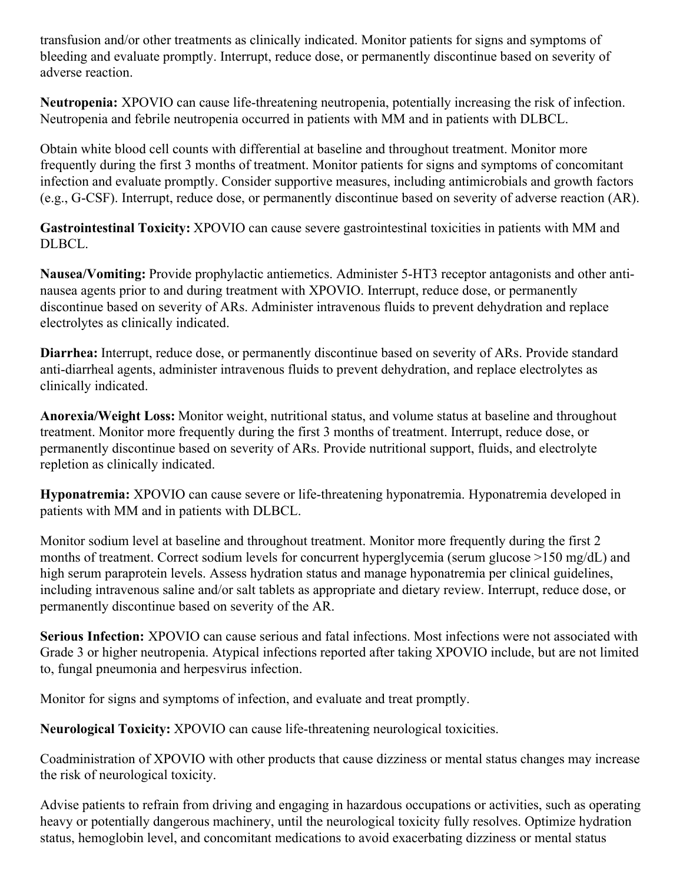transfusion and/or other treatments as clinically indicated. Monitor patients for signs and symptoms of bleeding and evaluate promptly. Interrupt, reduce dose, or permanently discontinue based on severity of adverse reaction.

**Neutropenia:** XPOVIO can cause life-threatening neutropenia, potentially increasing the risk of infection. Neutropenia and febrile neutropenia occurred in patients with MM and in patients with DLBCL.

Obtain white blood cell counts with differential at baseline and throughout treatment. Monitor more frequently during the first 3 months of treatment. Monitor patients for signs and symptoms of concomitant infection and evaluate promptly. Consider supportive measures, including antimicrobials and growth factors (e.g., G-CSF). Interrupt, reduce dose, or permanently discontinue based on severity of adverse reaction (AR).

**Gastrointestinal Toxicity:** XPOVIO can cause severe gastrointestinal toxicities in patients with MM and DLBCL.

**Nausea/Vomiting:** Provide prophylactic antiemetics. Administer 5-HT3 receptor antagonists and other anti-nausea agents prior to and during treatment with XPOVIO. Interrupt, reduce dose, or permanently discontinue based on severity of ARs. Administer intravenous fluids to prevent dehydration and replace electrolytes as clinically indicated.

**Diarrhea:** Interrupt, reduce dose, or permanently discontinue based on severity of ARs. Provide standard anti-diarrheal agents, administer intravenous fluids to prevent dehydration, and replace electrolytes as clinically indicated.

**Anorexia/Weight Loss:** Monitor weight, nutritional status, and volume status at baseline and throughout treatment. Monitor more frequently during the first 3 months of treatment. Interrupt, reduce dose, or permanently discontinue based on severity of ARs. Provide nutritional support, fluids, and electrolyte repletion as clinically indicated.

**Hyponatremia:** XPOVIO can cause severe or life-threatening hyponatremia. Hyponatremia developed in patients with MM and in patients with DLBCL.

Monitor sodium level at baseline and throughout treatment. Monitor more frequently during the first 2 months of treatment. Correct sodium levels for concurrent hyperglycemia (serum glucose >150 mg/dL) and high serum paraprotein levels. Assess hydration status and manage hyponatremia per clinical guidelines, including intravenous saline and/or salt tablets as appropriate and dietary review. Interrupt, reduce dose, or permanently discontinue based on severity of the AR.

**Serious Infection:** XPOVIO can cause serious and fatal infections. Most infections were not associated with Grade 3 or higher neutropenia. Atypical infections reported after taking XPOVIO include, but are not limited to, fungal pneumonia and herpesvirus infection.

Monitor for signs and symptoms of infection, and evaluate and treat promptly.

**Neurological Toxicity:** XPOVIO can cause life-threatening neurological toxicities.

Coadministration of XPOVIO with other products that cause dizziness or mental status changes may increase the risk of neurological toxicity.

Advise patients to refrain from driving and engaging in hazardous occupations or activities, such as operating heavy or potentially dangerous machinery, until the neurological toxicity fully resolves. Optimize hydration status, hemoglobin level, and concomitant medications to avoid exacerbating dizziness or mental status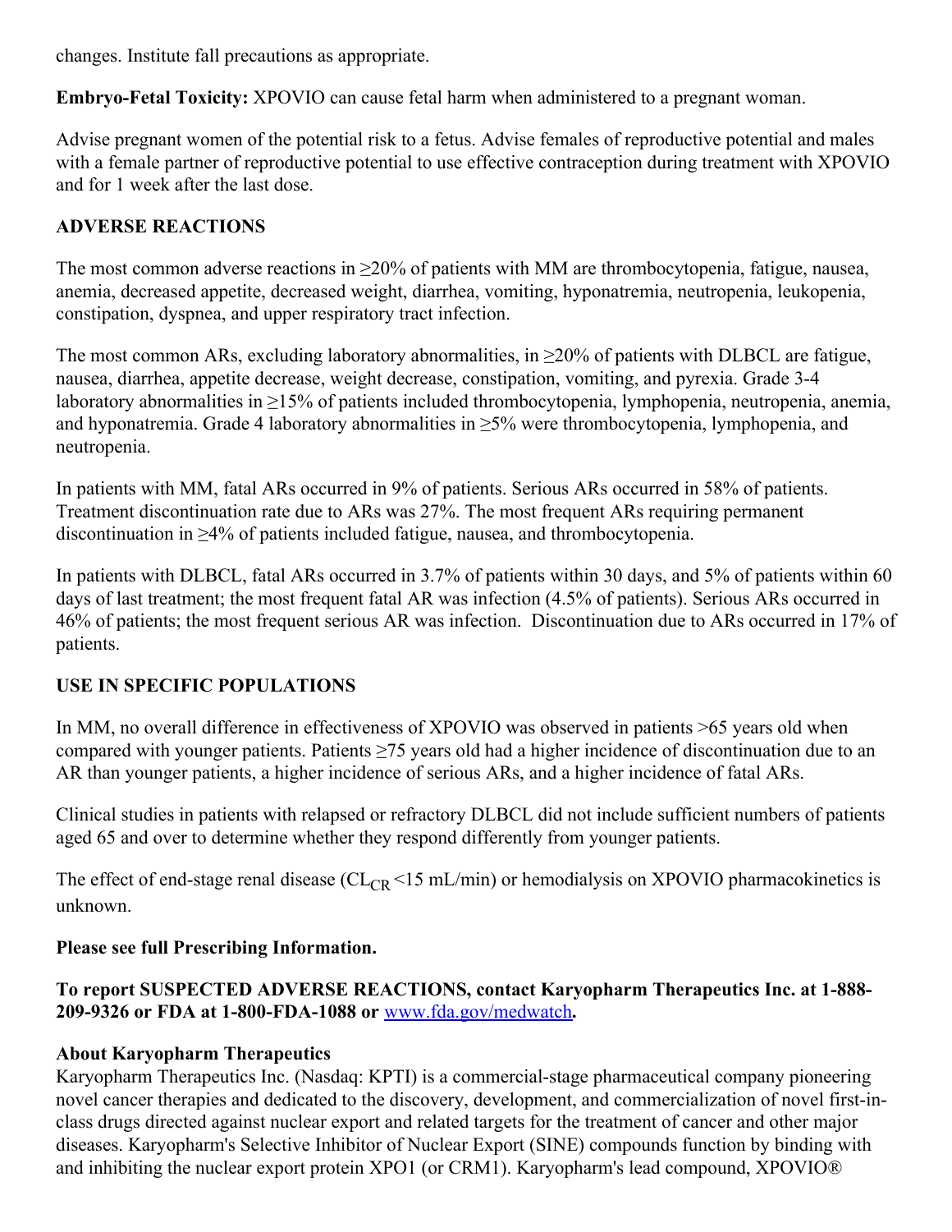changes. Institute fall precautions as appropriate.

**Embryo-Fetal Toxicity:** XPOVIO can cause fetal harm when administered to a pregnant woman.

Advise pregnant women of the potential risk to a fetus. Advise females of reproductive potential and males with a female partner of reproductive potential to use effective contraception during treatment with XPOVIO and for 1 week after the last dose.

**ADVERSE REACTIONS**

The most common adverse reactions in ≥20% of patients with MM are thrombocytopenia, fatigue, nausea, anemia, decreased appetite, decreased weight, diarrhea, vomiting, hyponatremia, neutropenia, leukopenia, constipation, dyspnea, and upper respiratory tract infection.

The most common ARs, excluding laboratory abnormalities, in ≥20% of patients with DLBCL are fatigue, nausea, diarrhea, appetite decrease, weight decrease, constipation, vomiting, and pyrexia. Grade 3-4 laboratory abnormalities in ≥15% of patients included thrombocytopenia, lymphopenia, neutropenia, anemia, and hyponatremia. Grade 4 laboratory abnormalities in ≥5% were thrombocytopenia, lymphopenia, and neutropenia.

In patients with MM, fatal ARs occurred in 9% of patients. Serious ARs occurred in 58% of patients. Treatment discontinuation rate due to ARs was 27%. The most frequent ARs requiring permanent discontinuation in ≥4% of patients included fatigue, nausea, and thrombocytopenia.

In patients with DLBCL, fatal ARs occurred in 3.7% of patients within 30 days, and 5% of patients within 60 days of last treatment; the most frequent fatal AR was infection (4.5% of patients). Serious ARs occurred in 46% of patients; the most frequent serious AR was infection. Discontinuation due to ARs occurred in 17% of patients.

**USE IN SPECIFIC POPULATIONS**

In MM, no overall difference in effectiveness of XPOVIO was observed in patients >65 years old when compared with younger patients. Patients ≥75 years old had a higher incidence of discontinuation due to an AR than younger patients, a higher incidence of serious ARs, and a higher incidence of fatal ARs.

Clinical studies in patients with relapsed or refractory DLBCL did not include sufficient numbers of patients aged 65 and over to determine whether they respond differently from younger patients.

The effect of end-stage renal disease ($CL_{CR}$ <15 mL/min) or hemodialysis on XPOVIO pharmacokinetics is unknown.

**Please see full Prescribing Information.**

**To report SUSPECTED ADVERSE REACTIONS, contact Karyopharm Therapeutics Inc. at 1-888-209-9326 or FDA at 1-800-FDA-1088 or [www.fda.gov/medwatch](www.fda.gov/medwatch).**

**About Karyopharm Therapeutics**
Karyopharm Therapeutics Inc. (Nasdaq: KPTI) is a commercial-stage pharmaceutical company pioneering novel cancer therapies and dedicated to the discovery, development, and commercialization of novel first-in-class drugs directed against nuclear export and related targets for the treatment of cancer and other major diseases. Karyopharm's Selective Inhibitor of Nuclear Export (SINE) compounds function by binding with and inhibiting the nuclear export protein XPO1 (or CRM1). Karyopharm's lead compound, XPOVIO®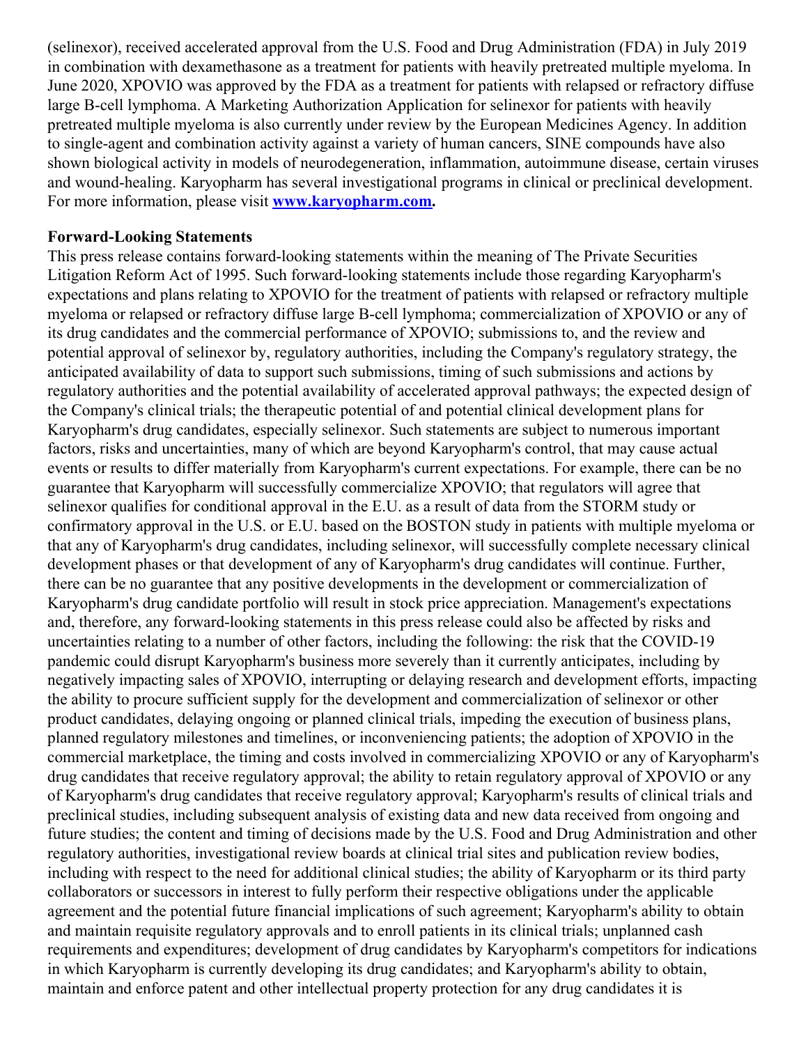(selinexor), received accelerated approval from the U.S. Food and Drug Administration (FDA) in July 2019 in combination with dexamethasone as a treatment for patients with heavily pretreated multiple myeloma. In June 2020, XPOVIO was approved by the FDA as a treatment for patients with relapsed or refractory diffuse large B-cell lymphoma. A Marketing Authorization Application for selinexor for patients with heavily pretreated multiple myeloma is also currently under review by the European Medicines Agency. In addition to single-agent and combination activity against a variety of human cancers, SINE compounds have also shown biological activity in models of neurodegeneration, inflammation, autoimmune disease, certain viruses and wound-healing. Karyopharm has several investigational programs in clinical or preclinical development. For more information, please visit **www.karyopharm.com.**

**Forward-Looking Statements**

This press release contains forward-looking statements within the meaning of The Private Securities Litigation Reform Act of 1995. Such forward-looking statements include those regarding Karyopharm's expectations and plans relating to XPOVIO for the treatment of patients with relapsed or refractory multiple myeloma or relapsed or refractory diffuse large B-cell lymphoma; commercialization of XPOVIO or any of its drug candidates and the commercial performance of XPOVIO; submissions to, and the review and potential approval of selinexor by, regulatory authorities, including the Company's regulatory strategy, the anticipated availability of data to support such submissions, timing of such submissions and actions by regulatory authorities and the potential availability of accelerated approval pathways; the expected design of the Company's clinical trials; the therapeutic potential of and potential clinical development plans for Karyopharm's drug candidates, especially selinexor. Such statements are subject to numerous important factors, risks and uncertainties, many of which are beyond Karyopharm's control, that may cause actual events or results to differ materially from Karyopharm's current expectations. For example, there can be no guarantee that Karyopharm will successfully commercialize XPOVIO; that regulators will agree that selinexor qualifies for conditional approval in the E.U. as a result of data from the STORM study or confirmatory approval in the U.S. or E.U. based on the BOSTON study in patients with multiple myeloma or that any of Karyopharm's drug candidates, including selinexor, will successfully complete necessary clinical development phases or that development of any of Karyopharm's drug candidates will continue. Further, there can be no guarantee that any positive developments in the development or commercialization of Karyopharm's drug candidate portfolio will result in stock price appreciation. Management's expectations and, therefore, any forward-looking statements in this press release could also be affected by risks and uncertainties relating to a number of other factors, including the following: the risk that the COVID-19 pandemic could disrupt Karyopharm's business more severely than it currently anticipates, including by negatively impacting sales of XPOVIO, interrupting or delaying research and development efforts, impacting the ability to procure sufficient supply for the development and commercialization of selinexor or other product candidates, delaying ongoing or planned clinical trials, impeding the execution of business plans, planned regulatory milestones and timelines, or inconveniencing patients; the adoption of XPOVIO in the commercial marketplace, the timing and costs involved in commercializing XPOVIO or any of Karyopharm's drug candidates that receive regulatory approval; the ability to retain regulatory approval of XPOVIO or any of Karyopharm's drug candidates that receive regulatory approval; Karyopharm's results of clinical trials and preclinical studies, including subsequent analysis of existing data and new data received from ongoing and future studies; the content and timing of decisions made by the U.S. Food and Drug Administration and other regulatory authorities, investigational review boards at clinical trial sites and publication review bodies, including with respect to the need for additional clinical studies; the ability of Karyopharm or its third party collaborators or successors in interest to fully perform their respective obligations under the applicable agreement and the potential future financial implications of such agreement; Karyopharm's ability to obtain and maintain requisite regulatory approvals and to enroll patients in its clinical trials; unplanned cash requirements and expenditures; development of drug candidates by Karyopharm's competitors for indications in which Karyopharm is currently developing its drug candidates; and Karyopharm's ability to obtain, maintain and enforce patent and other intellectual property protection for any drug candidates it is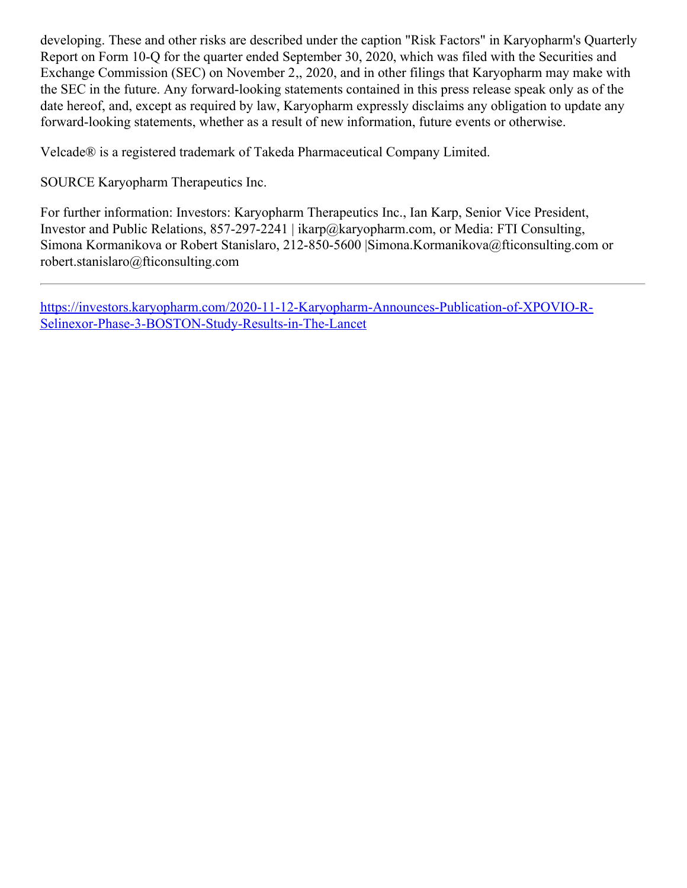developing. These and other risks are described under the caption "Risk Factors" in Karyopharm's Quarterly Report on Form 10-Q for the quarter ended September 30, 2020, which was filed with the Securities and Exchange Commission (SEC) on November 2,, 2020, and in other filings that Karyopharm may make with the SEC in the future. Any forward-looking statements contained in this press release speak only as of the date hereof, and, except as required by law, Karyopharm expressly disclaims any obligation to update any forward-looking statements, whether as a result of new information, future events or otherwise.

Velcade® is a registered trademark of Takeda Pharmaceutical Company Limited.

SOURCE Karyopharm Therapeutics Inc.

For further information: Investors: Karyopharm Therapeutics Inc., Ian Karp, Senior Vice President, Investor and Public Relations, 857-297-2241 | ikarp@karyopharm.com, or Media: FTI Consulting, Simona Kormanikova or Robert Stanislaro, 212-850-5600 |Simona.Kormanikova@fticonsulting.com or robert.stanislaro@fticonsulting.com

---

[https://investors.karyopharm.com/2020-11-12-Karyopharm-Announces-Publication-of-XPOVIO-R-Selinexor-Phase-3-BOSTON-Study-Results-in-The-Lancet](https://investors.karyopharm.com/2020-11-12-Karyopharm-Announces-Publication-of-XPOVIO-R-Selinexor-Phase-3-BOSTON-Study-Results-in-The-Lancet)